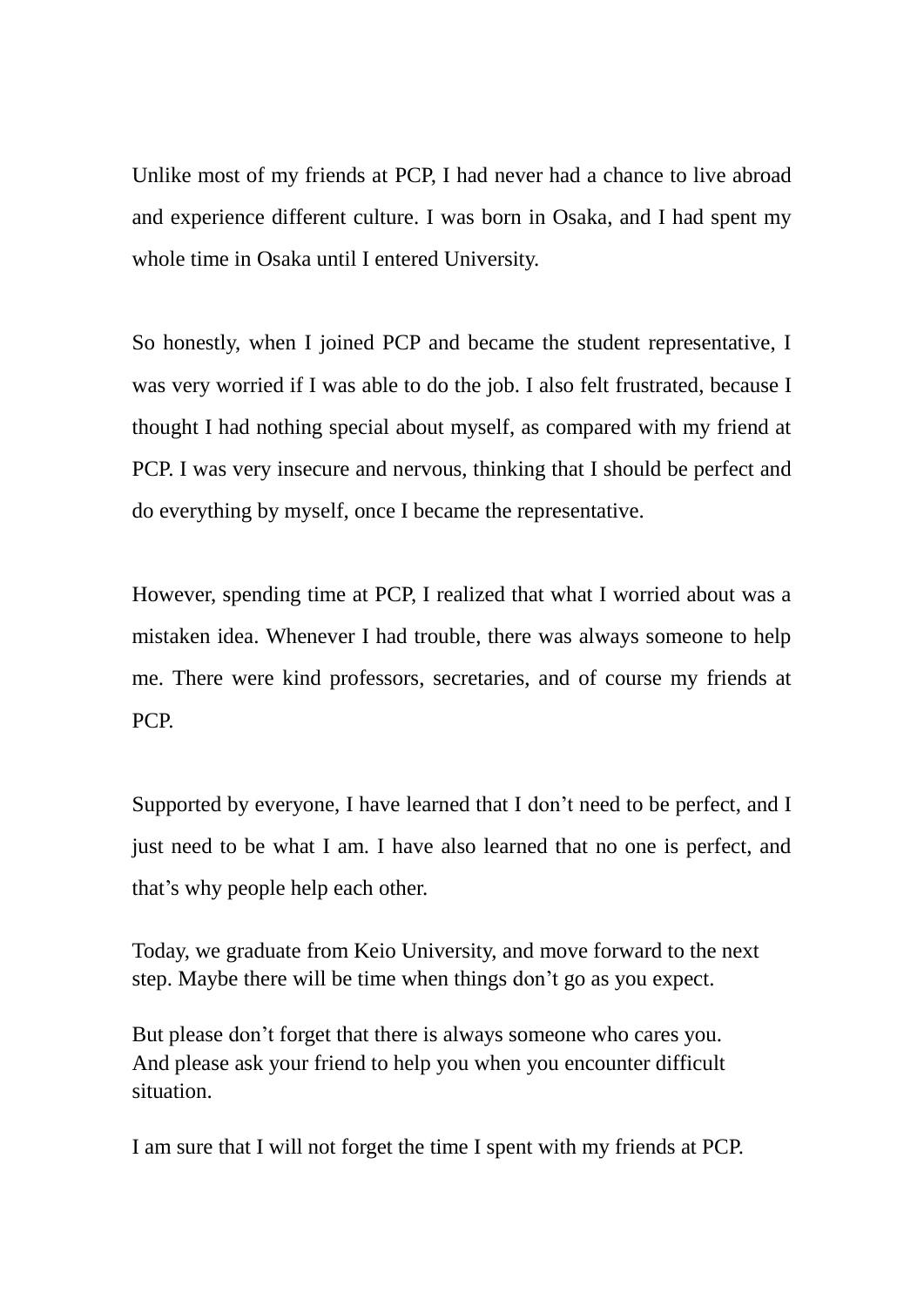Unlike most of my friends at PCP, I had never had a chance to live abroad and experience different culture. I was born in Osaka, and I had spent my whole time in Osaka until I entered University.

So honestly, when I joined PCP and became the student representative, I was very worried if I was able to do the job. I also felt frustrated, because I thought I had nothing special about myself, as compared with my friend at PCP. I was very insecure and nervous, thinking that I should be perfect and do everything by myself, once I became the representative.

However, spending time at PCP, I realized that what I worried about was a mistaken idea. Whenever I had trouble, there was always someone to help me. There were kind professors, secretaries, and of course my friends at PCP.

Supported by everyone, I have learned that I don't need to be perfect, and I just need to be what I am. I have also learned that no one is perfect, and that's why people help each other.

Today, we graduate from Keio University, and move forward to the next step. Maybe there will be time when things don't go as you expect.

But please don't forget that there is always someone who cares you.
And please ask your friend to help you when you encounter difficult situation.

I am sure that I will not forget the time I spent with my friends at PCP.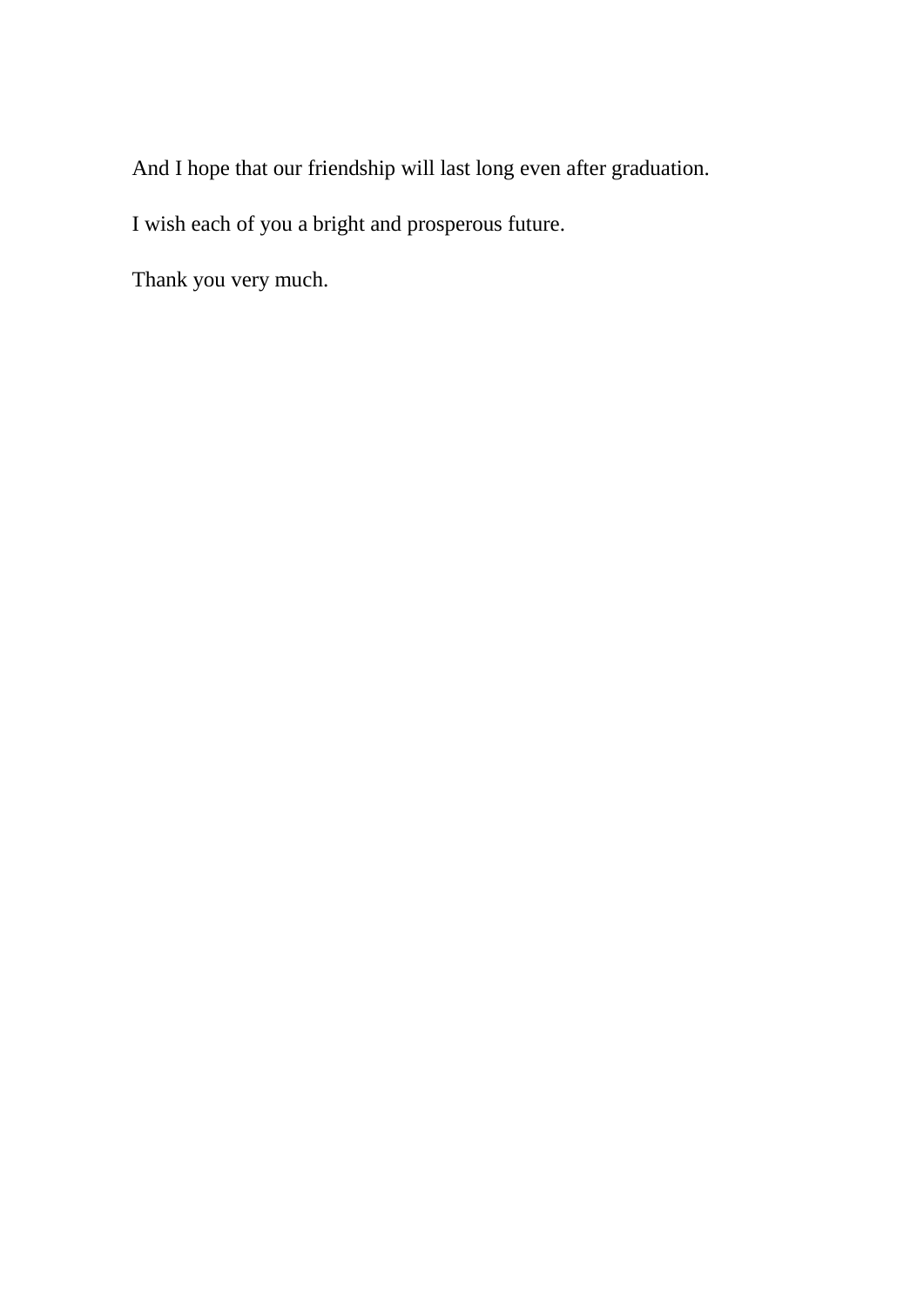And I hope that our friendship will last long even after graduation.

I wish each of you a bright and prosperous future.

Thank you very much.